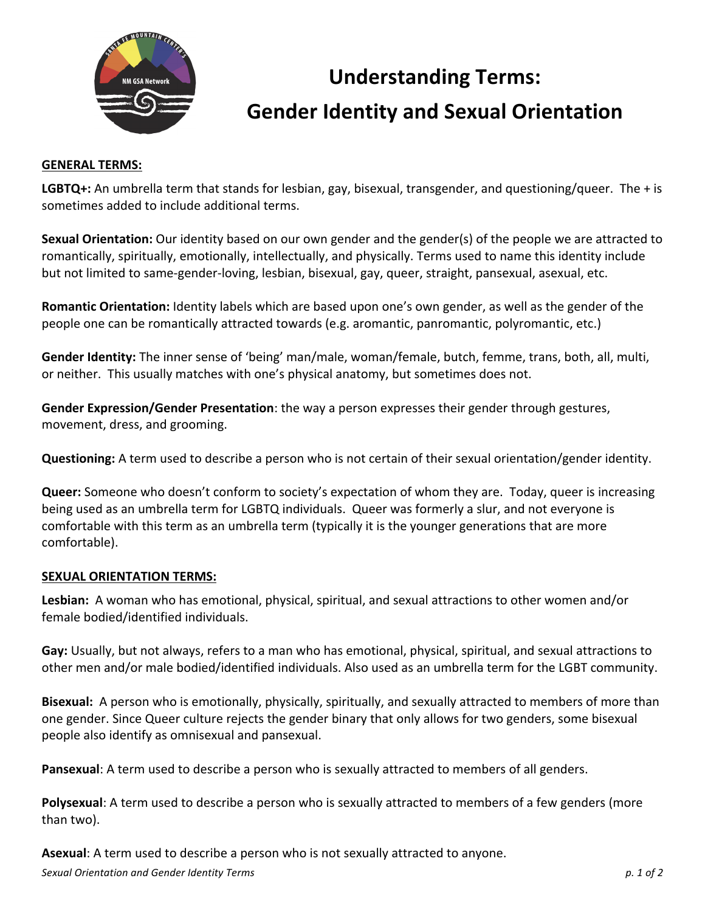# Understanding Terms: Gender Identity and Sexual Orientation

## GENERAL TERMS:

**LGBTQ+:** An umbrella term that stands for lesbian, gay, bisexual, transgender, and questioning/queer. The + is sometimes added to include additional terms.

**Sexual Orientation:** Our identity based on our own gender and the gender(s) of the people we are attracted to romantically, spiritually, emotionally, intellectually, and physically. Terms used to name this identity include but not limited to same-gender-loving, lesbian, bisexual, gay, queer, straight, pansexual, asexual, etc.

**Romantic Orientation:** Identity labels which are based upon one's own gender, as well as the gender of the people one can be romantically attracted towards (e.g. aromantic, panromantic, polyromantic, etc.)

**Gender Identity:** The inner sense of 'being' man/male, woman/female, butch, femme, trans, both, all, multi, or neither. This usually matches with one's physical anatomy, but sometimes does not.

**Gender Expression/Gender Presentation**: the way a person expresses their gender through gestures, movement, dress, and grooming.

**Questioning:** A term used to describe a person who is not certain of their sexual orientation/gender identity.

**Queer:** Someone who doesn't conform to society's expectation of whom they are. Today, queer is increasing being used as an umbrella term for LGBTQ individuals. Queer was formerly a slur, and not everyone is comfortable with this term as an umbrella term (typically it is the younger generations that are more comfortable).

## SEXUAL ORIENTATION TERMS:

**Lesbian:** A woman who has emotional, physical, spiritual, and sexual attractions to other women and/or female bodied/identified individuals.

**Gay:** Usually, but not always, refers to a man who has emotional, physical, spiritual, and sexual attractions to other men and/or male bodied/identified individuals. Also used as an umbrella term for the LGBT community.

**Bisexual:** A person who is emotionally, physically, spiritually, and sexually attracted to members of more than one gender. Since Queer culture rejects the gender binary that only allows for two genders, some bisexual people also identify as omnisexual and pansexual.

**Pansexual**: A term used to describe a person who is sexually attracted to members of all genders.

**Polysexual**: A term used to describe a person who is sexually attracted to members of a few genders (more than two).

**Asexual**: A term used to describe a person who is not sexually attracted to anyone.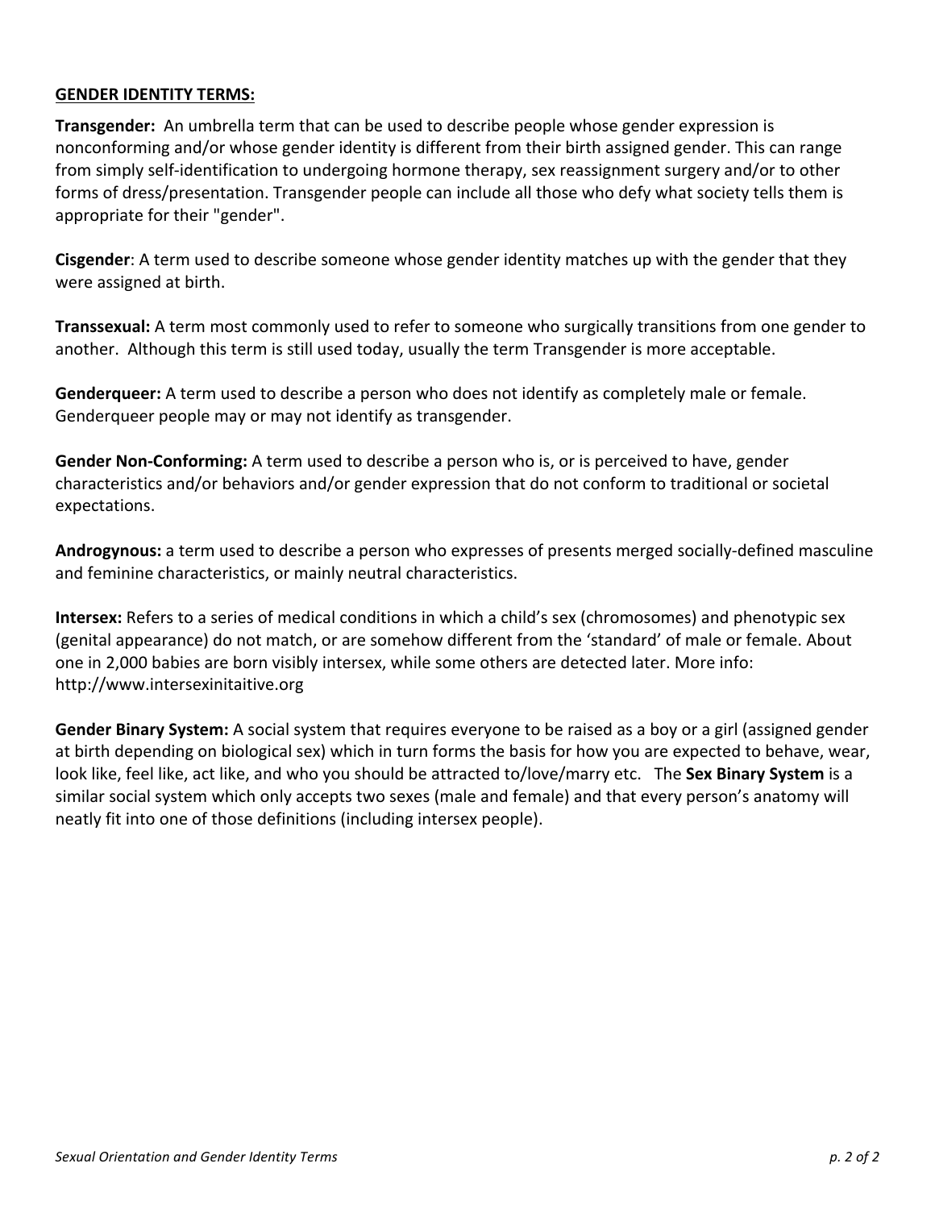## GENDER IDENTITY TERMS:

**Transgender:** An umbrella term that can be used to describe people whose gender expression is nonconforming and/or whose gender identity is different from their birth assigned gender. This can range from simply self-identification to undergoing hormone therapy, sex reassignment surgery and/or to other forms of dress/presentation. Transgender people can include all those who defy what society tells them is appropriate for their "gender".

**Cisgender**: A term used to describe someone whose gender identity matches up with the gender that they were assigned at birth.

**Transsexual:** A term most commonly used to refer to someone who surgically transitions from one gender to another. Although this term is still used today, usually the term Transgender is more acceptable.

**Genderqueer:** A term used to describe a person who does not identify as completely male or female. Genderqueer people may or may not identify as transgender.

**Gender Non-Conforming:** A term used to describe a person who is, or is perceived to have, gender characteristics and/or behaviors and/or gender expression that do not conform to traditional or societal expectations.

**Androgynous:** a term used to describe a person who expresses of presents merged socially-defined masculine and feminine characteristics, or mainly neutral characteristics.

**Intersex:** Refers to a series of medical conditions in which a child's sex (chromosomes) and phenotypic sex (genital appearance) do not match, or are somehow different from the 'standard' of male or female. About one in 2,000 babies are born visibly intersex, while some others are detected later. More info: http://www.intersexinitaitive.org

**Gender Binary System:** A social system that requires everyone to be raised as a boy or a girl (assigned gender at birth depending on biological sex) which in turn forms the basis for how you are expected to behave, wear, look like, feel like, act like, and who you should be attracted to/love/marry etc. The **Sex Binary System** is a similar social system which only accepts two sexes (male and female) and that every person's anatomy will neatly fit into one of those definitions (including intersex people).